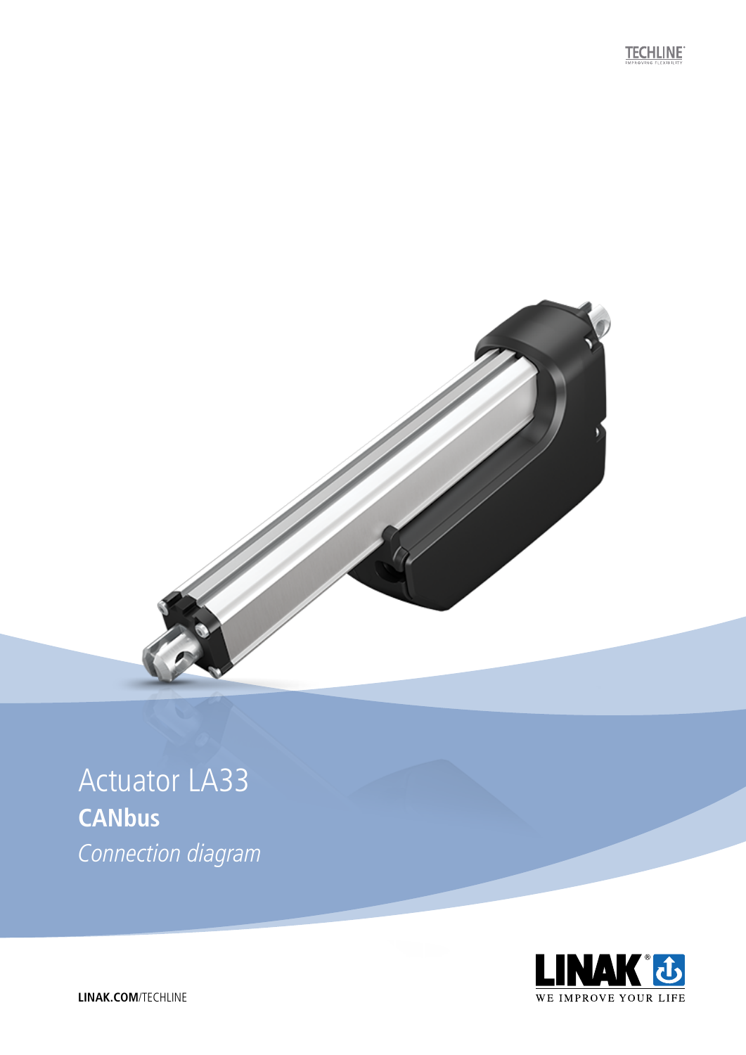TECHLINE
IMPROVING FLEXIBILITY

# Actuator LA33

## CANbus

*Connection diagram*

LINAK.COM/TECHLINE

LINAK
WE IMPROVE YOUR LIFE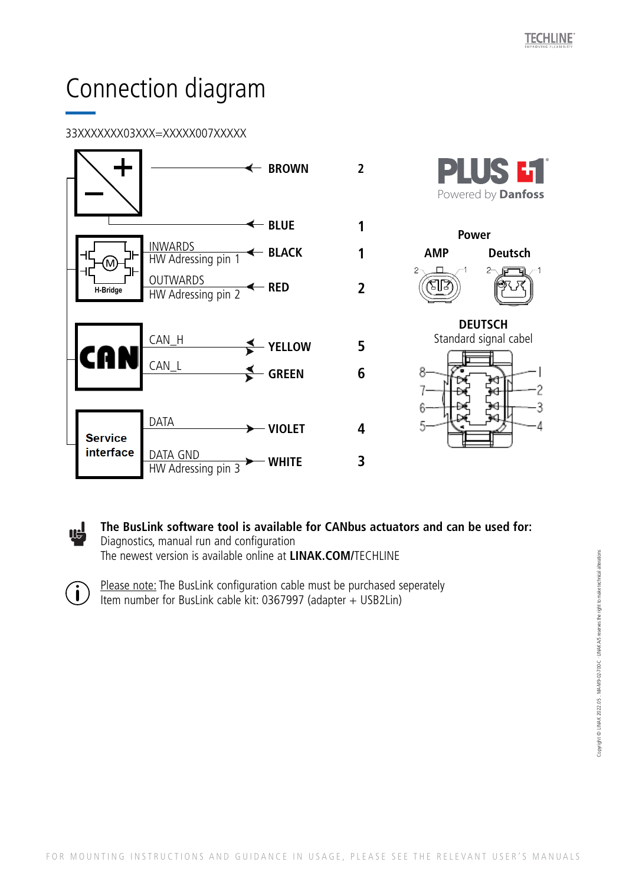# Connection diagram

33XXXXXXX03XXX=XXXXX007XXXXX

| Function | Signal | Wire | Pin |
|---|---|---|---|
| Power (+) | | BROWN | 2 |
| Power (−) | | BLUE | 1 |
| H-Bridge | INWARDS HW Adressing pin 1 | BLACK | 1 |
| H-Bridge | OUTWARDS HW Adressing pin 2 | RED | 2 |
| CAN | CAN_H | YELLOW | 5 |
| CAN | CAN_L | GREEN | 6 |
| Service interface | DATA | VIOLET | 4 |
| Service interface | DATA GND HW Adressing pin 3 | WHITE | 3 |

PLUS+1 Powered by Danfoss

**Power**

**AMP** **Deutsch**

**DEUTSCH**
Standard signal cabel

**The BusLink software tool is available for CANbus actuators and can be used for:**
Diagnostics, manual run and configuration
The newest version is available online at **LINAK.COM**/TECHLINE

Please note: The BusLink configuration cable must be purchased seperately
Item number for BusLink cable kit: 0367997 (adapter + USB2Lin)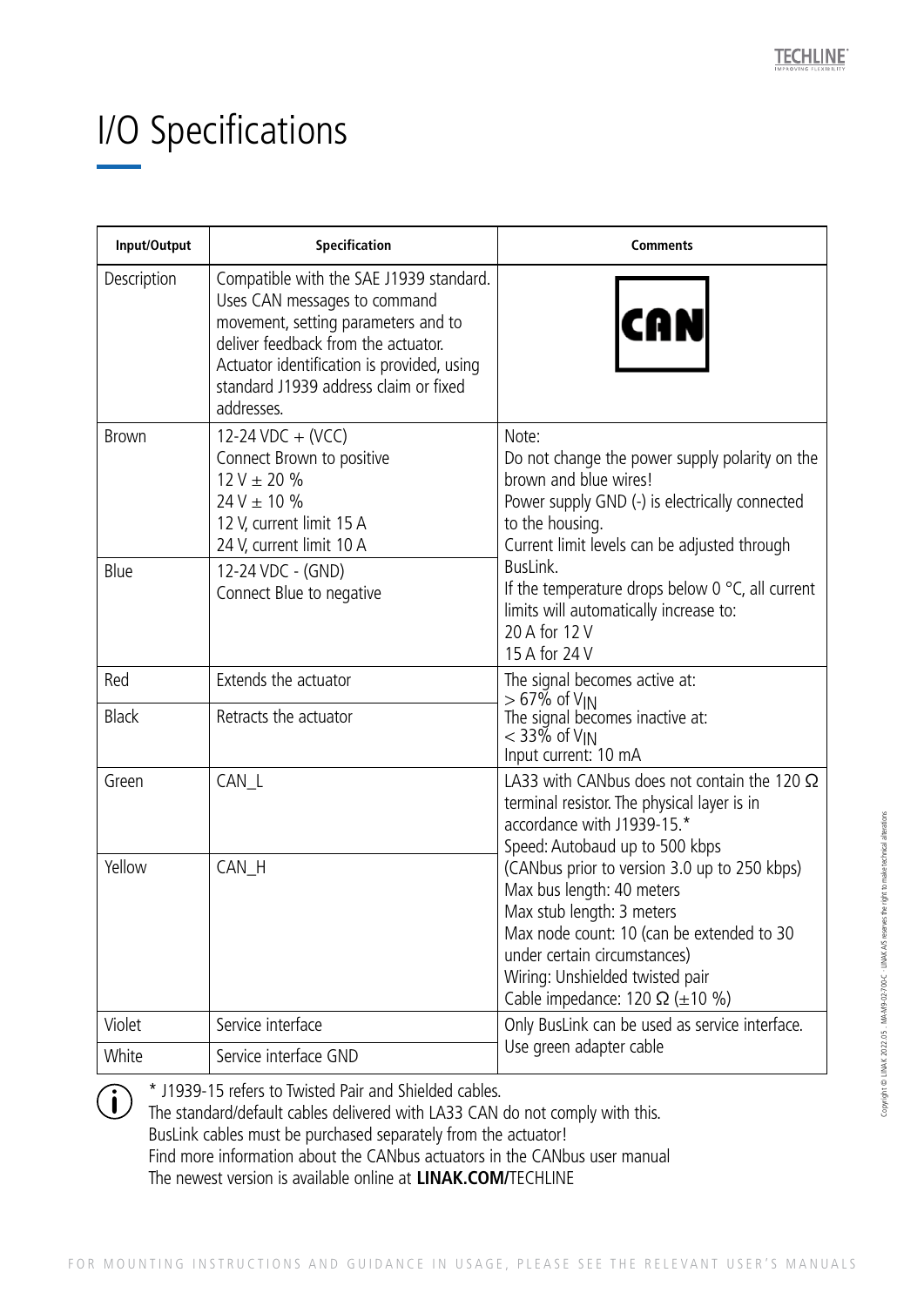# I/O Specifications

| Input/Output | Specification | Comments |
|---|---|---|
| Description | Compatible with the SAE J1939 standard. Uses CAN messages to command movement, setting parameters and to deliver feedback from the actuator. Actuator identification is provided, using standard J1939 address claim or fixed addresses. | CAN |
| Brown | 12-24 VDC + (VCC)<br>Connect Brown to positive<br>12 V ± 20 %<br>24 V ± 10 %<br>12 V, current limit 15 A<br>24 V, current limit 10 A | Note:<br>Do not change the power supply polarity on the brown and blue wires!<br>Power supply GND (-) is electrically connected to the housing.<br>Current limit levels can be adjusted through BusLink.<br>If the temperature drops below 0 °C, all current limits will automatically increase to:<br>20 A for 12 V<br>15 A for 24 V |
| Blue | 12-24 VDC - (GND)<br>Connect Blue to negative | |
| Red | Extends the actuator | The signal becomes active at:<br>> 67% of $V_{IN}$<br>The signal becomes inactive at:<br>< 33% of $V_{IN}$<br>Input current: 10 mA |
| Black | Retracts the actuator | |
| Green | CAN_L | LA33 with CANbus does not contain the 120 Ω terminal resistor. The physical layer is in accordance with J1939-15.*<br>Speed: Autobaud up to 500 kbps<br>(CANbus prior to version 3.0 up to 250 kbps)<br>Max bus length: 40 meters<br>Max stub length: 3 meters<br>Max node count: 10 (can be extended to 30 under certain circumstances)<br>Wiring: Unshielded twisted pair<br>Cable impedance: 120 Ω (±10 %) |
| Yellow | CAN_H | |
| Violet | Service interface | Only BusLink can be used as service interface. Use green adapter cable |
| White | Service interface GND | |

* J1939-15 refers to Twisted Pair and Shielded cables.
The standard/default cables delivered with LA33 CAN do not comply with this.
BusLink cables must be purchased separately from the actuator!
Find more information about the CANbus actuators in the CANbus user manual
The newest version is available online at **LINAK.COM/**TECHLINE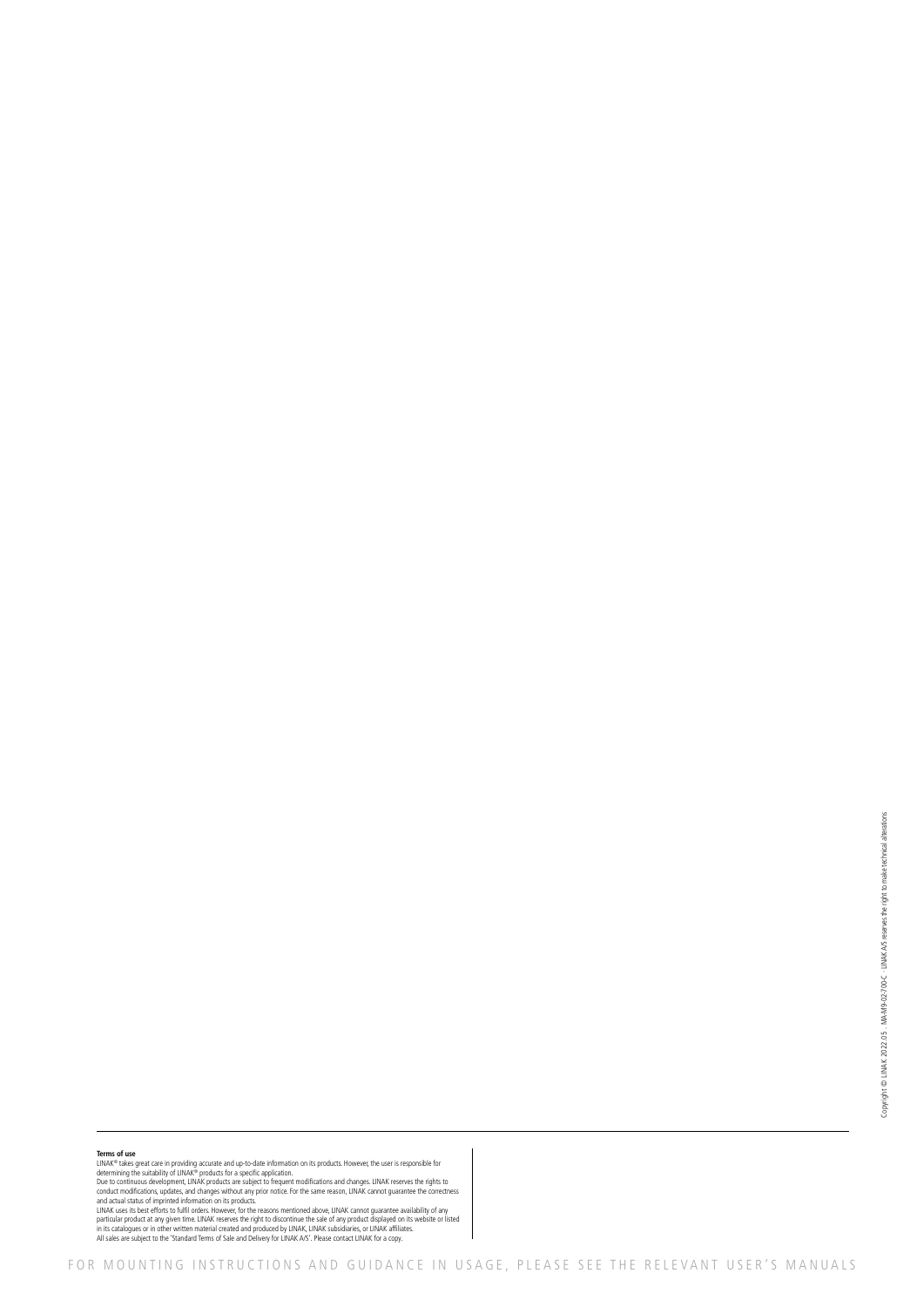**Terms of use**

LINAK® takes great care in providing accurate and up-to-date information on its products. However, the user is responsible for determining the suitability of LINAK® products for a specific application.

Due to continuous development, LINAK products are subject to frequent modifications and changes. LINAK reserves the rights to conduct modifications, updates, and changes without any prior notice. For the same reason, LINAK cannot guarantee the correctness and actual status of imprinted information on its products.

LINAK uses its best efforts to fulfil orders. However, for the reasons mentioned above, LINAK cannot guarantee availability of any particular product at any given time. LINAK reserves the right to discontinue the sale of any product displayed on its website or listed in its catalogues or in other written material created and produced by LINAK, LINAK subsidiaries, or LINAK affiliates.

All sales are subject to the 'Standard Terms of Sale and Delivery for LINAK A/S'. Please contact LINAK for a copy.

Copyright © LINAK 2022.05 · MA-M9-02-700-C · LINAK A/S reserves the right to make technical alterations

FOR MOUNTING INSTRUCTIONS AND GUIDANCE IN USAGE, PLEASE SEE THE RELEVANT USER'S MANUALS